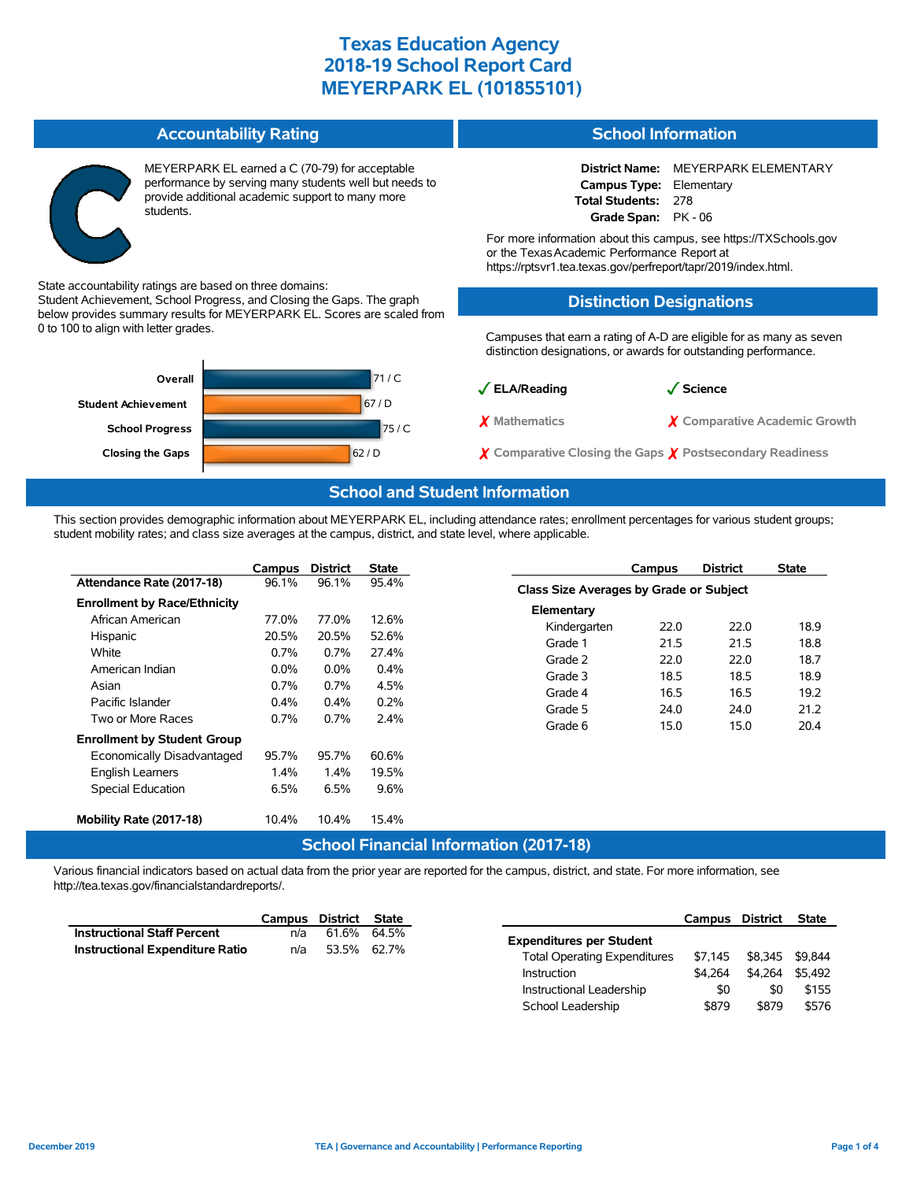# Texas Education Agency
# 2018-19 School Report Card
# MEYERPARK EL (101855101)

## Accountability Rating

C

MEYERPARK EL earned a C (70-79) for acceptable performance by serving many students well but needs to provide additional academic support to many more students.

State accountability ratings are based on three domains: Student Achievement, School Progress, and Closing the Gaps. The graph below provides summary results for MEYERPARK EL. Scores are scaled from 0 to 100 to align with letter grades.

| Domain | Score |
|---|---|
| Overall | 71 / C |
| Student Achievement | 67 / D |
| School Progress | 75 / C |
| Closing the Gaps | 62 / D |

## School Information

**District Name:** MEYERPARK ELEMENTARY
**Campus Type:** Elementary
**Total Students:** 278
**Grade Span:** PK - 06

For more information about this campus, see https://TXSchools.gov or the Texas Academic Performance Report at https://rptsvr1.tea.texas.gov/perfreport/tapr/2019/index.html.

## Distinction Designations

Campuses that earn a rating of A-D are eligible for as many as seven distinction designations, or awards for outstanding performance.

- ✓ ELA/Reading
- ✓ Science
- ✗ Mathematics
- ✗ Comparative Academic Growth
- ✗ Comparative Closing the Gaps
- ✗ Postsecondary Readiness

## School and Student Information

This section provides demographic information about MEYERPARK EL, including attendance rates; enrollment percentages for various student groups; student mobility rates; and class size averages at the campus, district, and state level, where applicable.

| | Campus | District | State |
|---|---|---|---|
| **Attendance Rate (2017-18)** | 96.1% | 96.1% | 95.4% |
| **Enrollment by Race/Ethnicity** | | | |
| African American | 77.0% | 77.0% | 12.6% |
| Hispanic | 20.5% | 20.5% | 52.6% |
| White | 0.7% | 0.7% | 27.4% |
| American Indian | 0.0% | 0.0% | 0.4% |
| Asian | 0.7% | 0.7% | 4.5% |
| Pacific Islander | 0.4% | 0.4% | 0.2% |
| Two or More Races | 0.7% | 0.7% | 2.4% |
| **Enrollment by Student Group** | | | |
| Economically Disadvantaged | 95.7% | 95.7% | 60.6% |
| English Learners | 1.4% | 1.4% | 19.5% |
| Special Education | 6.5% | 6.5% | 9.6% |
| **Mobility Rate (2017-18)** | 10.4% | 10.4% | 15.4% |

| | Campus | District | State |
|---|---|---|---|
| **Class Size Averages by Grade or Subject** | | | |
| **Elementary** | | | |
| Kindergarten | 22.0 | 22.0 | 18.9 |
| Grade 1 | 21.5 | 21.5 | 18.8 |
| Grade 2 | 22.0 | 22.0 | 18.7 |
| Grade 3 | 18.5 | 18.5 | 18.9 |
| Grade 4 | 16.5 | 16.5 | 19.2 |
| Grade 5 | 24.0 | 24.0 | 21.2 |
| Grade 6 | 15.0 | 15.0 | 20.4 |

## School Financial Information (2017-18)

Various financial indicators based on actual data from the prior year are reported for the campus, district, and state. For more information, see http://tea.texas.gov/financialstandardreports/.

| | Campus | District | State |
|---|---|---|---|
| **Instructional Staff Percent** | n/a | 61.6% | 64.5% |
| **Instructional Expenditure Ratio** | n/a | 53.5% | 62.7% |

| | Campus | District | State |
|---|---|---|---|
| **Expenditures per Student** | | | |
| Total Operating Expenditures | $7,145 | $8,345 | $9,844 |
| Instruction | $4,264 | $4,264 | $5,492 |
| Instructional Leadership | $0 | $0 | $155 |
| School Leadership | $879 | $879 | $576 |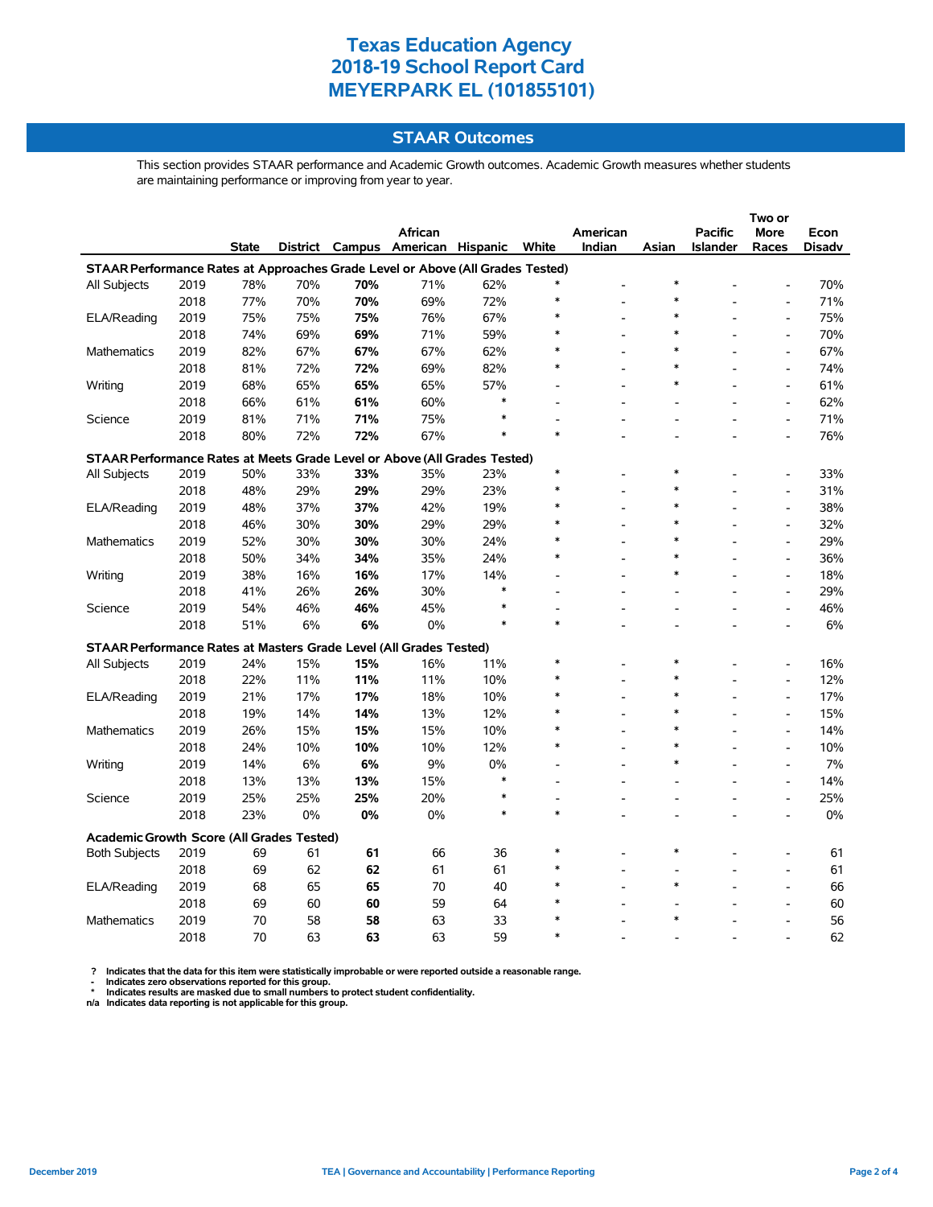# Texas Education Agency
# 2018-19 School Report Card
# MEYERPARK EL (101855101)

## STAAR Outcomes

This section provides STAAR performance and Academic Growth outcomes. Academic Growth measures whether students are maintaining performance or improving from year to year.

| | | State | District | Campus | African American | Hispanic | White | American Indian | Asian | Pacific Islander | Two or More Races | Econ Disadv |
|---|---|---|---|---|---|---|---|---|---|---|---|---|
| **STAAR Performance Rates at Approaches Grade Level or Above (All Grades Tested)** | | | | | | | | | | | | |
| All Subjects | 2019 | 78% | 70% | **70%** | 71% | 62% | * | - | * | - | - | 70% |
| | 2018 | 77% | 70% | **70%** | 69% | 72% | * | - | * | - | - | 71% |
| ELA/Reading | 2019 | 75% | 75% | **75%** | 76% | 67% | * | - | * | - | - | 75% |
| | 2018 | 74% | 69% | **69%** | 71% | 59% | * | - | * | - | - | 70% |
| Mathematics | 2019 | 82% | 67% | **67%** | 67% | 62% | * | - | * | - | - | 67% |
| | 2018 | 81% | 72% | **72%** | 69% | 82% | * | - | * | - | - | 74% |
| Writing | 2019 | 68% | 65% | **65%** | 65% | 57% | - | - | * | - | - | 61% |
| | 2018 | 66% | 61% | **61%** | 60% | * | - | - | - | - | - | 62% |
| Science | 2019 | 81% | 71% | **71%** | 75% | * | - | - | - | - | - | 71% |
| | 2018 | 80% | 72% | **72%** | 67% | * | * | - | - | - | - | 76% |
| **STAAR Performance Rates at Meets Grade Level or Above (All Grades Tested)** | | | | | | | | | | | | |
| All Subjects | 2019 | 50% | 33% | **33%** | 35% | 23% | * | - | * | - | - | 33% |
| | 2018 | 48% | 29% | **29%** | 29% | 23% | * | - | * | - | - | 31% |
| ELA/Reading | 2019 | 48% | 37% | **37%** | 42% | 19% | * | - | * | - | - | 38% |
| | 2018 | 46% | 30% | **30%** | 29% | 29% | * | - | * | - | - | 32% |
| Mathematics | 2019 | 52% | 30% | **30%** | 30% | 24% | * | - | * | - | - | 29% |
| | 2018 | 50% | 34% | **34%** | 35% | 24% | * | - | * | - | - | 36% |
| Writing | 2019 | 38% | 16% | **16%** | 17% | 14% | - | - | * | - | - | 18% |
| | 2018 | 41% | 26% | **26%** | 30% | * | - | - | - | - | - | 29% |
| Science | 2019 | 54% | 46% | **46%** | 45% | * | - | - | - | - | - | 46% |
| | 2018 | 51% | 6% | **6%** | 0% | * | * | - | - | - | - | 6% |
| **STAAR Performance Rates at Masters Grade Level (All Grades Tested)** | | | | | | | | | | | | |
| All Subjects | 2019 | 24% | 15% | **15%** | 16% | 11% | * | - | * | - | - | 16% |
| | 2018 | 22% | 11% | **11%** | 11% | 10% | * | - | * | - | - | 12% |
| ELA/Reading | 2019 | 21% | 17% | **17%** | 18% | 10% | * | - | * | - | - | 17% |
| | 2018 | 19% | 14% | **14%** | 13% | 12% | * | - | * | - | - | 15% |
| Mathematics | 2019 | 26% | 15% | **15%** | 15% | 10% | * | - | * | - | - | 14% |
| | 2018 | 24% | 10% | **10%** | 10% | 12% | * | - | * | - | - | 10% |
| Writing | 2019 | 14% | 6% | **6%** | 9% | 0% | - | - | * | - | - | 7% |
| | 2018 | 13% | 13% | **13%** | 15% | * | - | - | - | - | - | 14% |
| Science | 2019 | 25% | 25% | **25%** | 20% | * | - | - | - | - | - | 25% |
| | 2018 | 23% | 0% | **0%** | 0% | * | * | - | - | - | - | 0% |
| **Academic Growth Score (All Grades Tested)** | | | | | | | | | | | | |
| Both Subjects | 2019 | 69 | 61 | **61** | 66 | 36 | * | - | * | - | - | 61 |
| | 2018 | 69 | 62 | **62** | 61 | 61 | * | - | - | - | - | 61 |
| ELA/Reading | 2019 | 68 | 65 | **65** | 70 | 40 | * | - | * | - | - | 66 |
| | 2018 | 69 | 60 | **60** | 59 | 64 | * | - | - | - | - | 60 |
| Mathematics | 2019 | 70 | 58 | **58** | 63 | 33 | * | - | * | - | - | 56 |
| | 2018 | 70 | 63 | **63** | 63 | 59 | * | - | - | - | - | 62 |

? Indicates that the data for this item were statistically improbable or were reported outside a reasonable range.
- Indicates zero observations reported for this group.
* Indicates results are masked due to small numbers to protect student confidentiality.
n/a Indicates data reporting is not applicable for this group.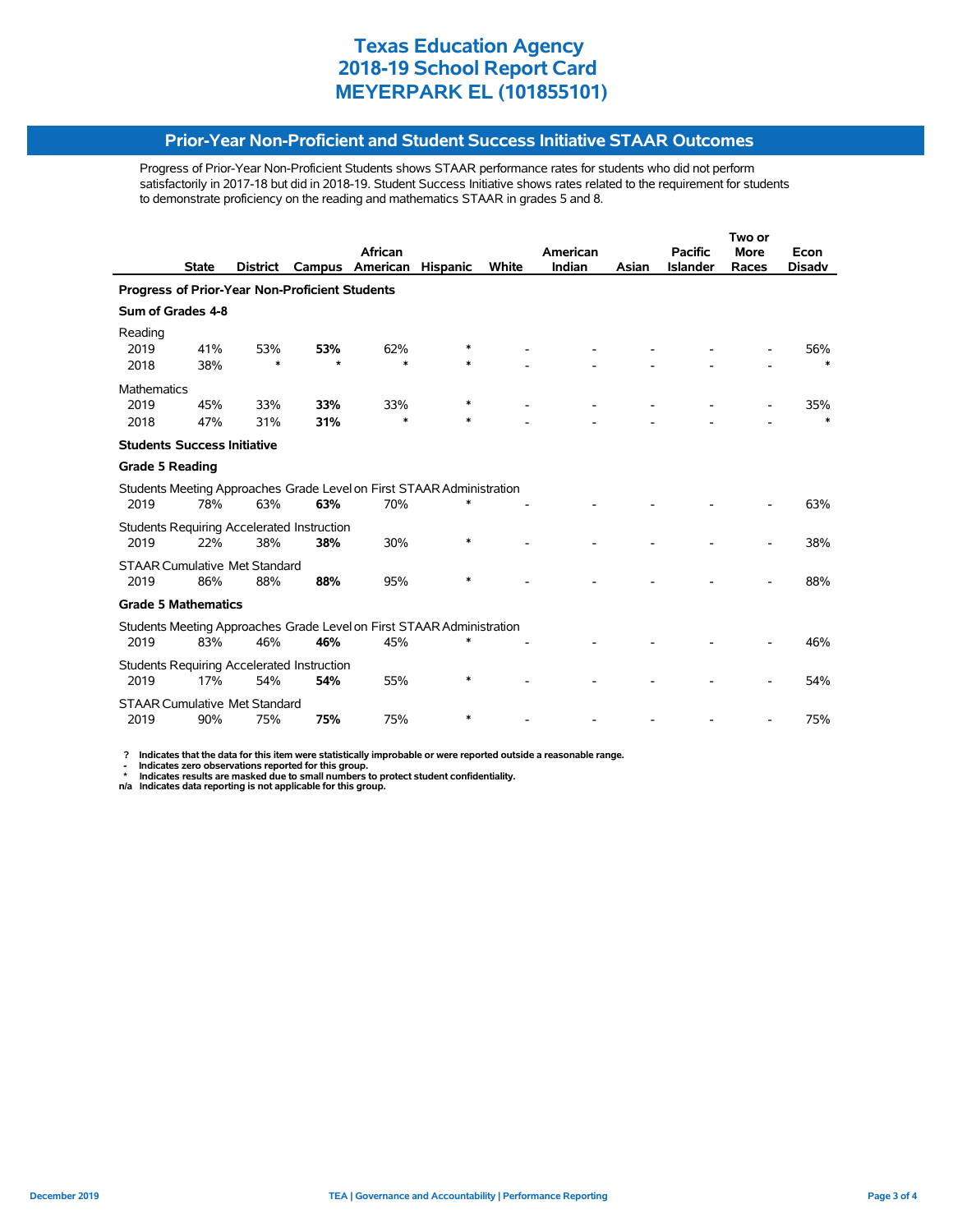# Texas Education Agency
# 2018-19 School Report Card
# MEYERPARK EL (101855101)

## Prior-Year Non-Proficient and Student Success Initiative STAAR Outcomes

Progress of Prior-Year Non-Proficient Students shows STAAR performance rates for students who did not perform satisfactorily in 2017-18 but did in 2018-19. Student Success Initiative shows rates related to the requirement for students to demonstrate proficiency on the reading and mathematics STAAR in grades 5 and 8.

| | State | District | Campus | African American | Hispanic | White | American Indian | Asian | Pacific Islander | Two or More Races | Econ Disadv |
|---|---|---|---|---|---|---|---|---|---|---|---|
| **Progress of Prior-Year Non-Proficient Students** | | | | | | | | | | | |
| **Sum of Grades 4-8** | | | | | | | | | | | |
| Reading | | | | | | | | | | | |
| 2019 | 41% | 53% | **53%** | 62% | * | - | - | - | - | - | 56% |
| 2018 | 38% | * | * | * | * | - | - | - | - | - | * |
| Mathematics | | | | | | | | | | | |
| 2019 | 45% | 33% | **33%** | 33% | * | - | - | - | - | - | 35% |
| 2018 | 47% | 31% | **31%** | * | * | - | - | - | - | - | * |
| **Students Success Initiative** | | | | | | | | | | | |
| **Grade 5 Reading** | | | | | | | | | | | |
| Students Meeting Approaches Grade Level on First STAAR Administration | | | | | | | | | | | |
| 2019 | 78% | 63% | **63%** | 70% | * | - | - | - | - | - | 63% |
| Students Requiring Accelerated Instruction | | | | | | | | | | | |
| 2019 | 22% | 38% | **38%** | 30% | * | - | - | - | - | - | 38% |
| STAAR Cumulative Met Standard | | | | | | | | | | | |
| 2019 | 86% | 88% | **88%** | 95% | * | - | - | - | - | - | 88% |
| **Grade 5 Mathematics** | | | | | | | | | | | |
| Students Meeting Approaches Grade Level on First STAAR Administration | | | | | | | | | | | |
| 2019 | 83% | 46% | **46%** | 45% | * | - | - | - | - | - | 46% |
| Students Requiring Accelerated Instruction | | | | | | | | | | | |
| 2019 | 17% | 54% | **54%** | 55% | * | - | - | - | - | - | 54% |
| STAAR Cumulative Met Standard | | | | | | | | | | | |
| 2019 | 90% | 75% | **75%** | 75% | * | - | - | - | - | - | 75% |

**?** Indicates that the data for this item were statistically improbable or were reported outside a reasonable range.
**-** Indicates zero observations reported for this group.
**\*** Indicates results are masked due to small numbers to protect student confidentiality.
**n/a** Indicates data reporting is not applicable for this group.